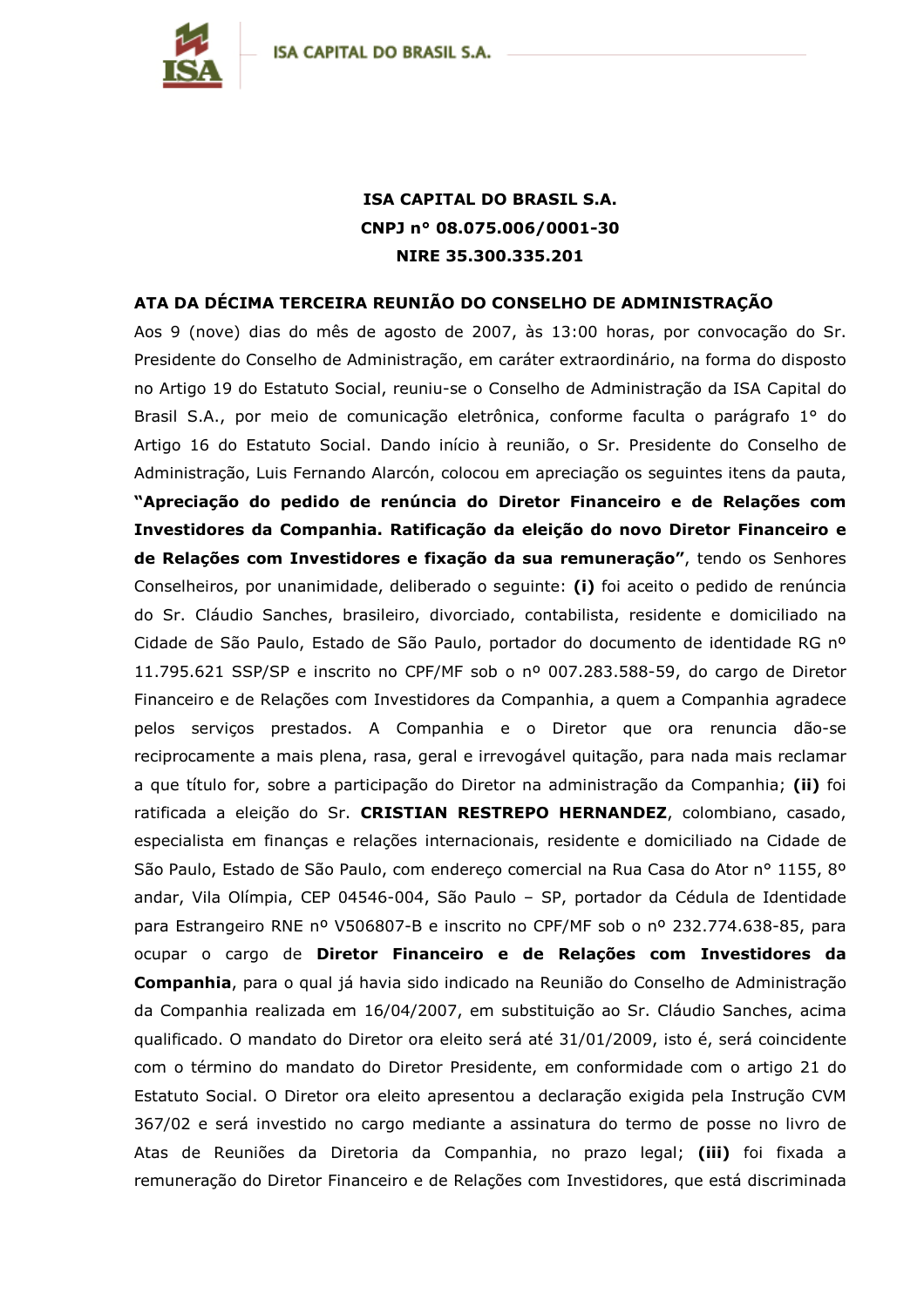**ISA CAPITAL DO BRASIL S.A.**

**CNPJ n° 08.075.006/0001-30**

**NIRE 35.300.335.201**

## ATA DA DÉCIMA TERCEIRA REUNIÃO DO CONSELHO DE ADMINISTRAÇÃO

Aos 9 (nove) dias do mês de agosto de 2007, às 13:00 horas, por convocação do Sr. Presidente do Conselho de Administração, em caráter extraordinário, na forma do disposto no Artigo 19 do Estatuto Social, reuniu-se o Conselho de Administração da ISA Capital do Brasil S.A., por meio de comunicação eletrônica, conforme faculta o parágrafo 1° do Artigo 16 do Estatuto Social. Dando início à reunião, o Sr. Presidente do Conselho de Administração, Luis Fernando Alarcón, colocou em apreciação os seguintes itens da pauta, **"Apreciação do pedido de renúncia do Diretor Financeiro e de Relações com Investidores da Companhia. Ratificação da eleição do novo Diretor Financeiro e de Relações com Investidores e fixação da sua remuneração"**, tendo os Senhores Conselheiros, por unanimidade, deliberado o seguinte: **(i)** foi aceito o pedido de renúncia do Sr. Cláudio Sanches, brasileiro, divorciado, contabilista, residente e domiciliado na Cidade de São Paulo, Estado de São Paulo, portador do documento de identidade RG nº 11.795.621 SSP/SP e inscrito no CPF/MF sob o nº 007.283.588-59, do cargo de Diretor Financeiro e de Relações com Investidores da Companhia, a quem a Companhia agradece pelos serviços prestados. A Companhia e o Diretor que ora renuncia dão-se reciprocamente a mais plena, rasa, geral e irrevogável quitação, para nada mais reclamar a que título for, sobre a participação do Diretor na administração da Companhia; **(ii)** foi ratificada a eleição do Sr. **CRISTIAN RESTREPO HERNANDEZ**, colombiano, casado, especialista em finanças e relações internacionais, residente e domiciliado na Cidade de São Paulo, Estado de São Paulo, com endereço comercial na Rua Casa do Ator nº 1155, 8º andar, Vila Olímpia, CEP 04546-004, São Paulo – SP, portador da Cédula de Identidade para Estrangeiro RNE nº V506807-B e inscrito no CPF/MF sob o nº 232.774.638-85, para ocupar o cargo de **Diretor Financeiro e de Relações com Investidores da Companhia**, para o qual já havia sido indicado na Reunião do Conselho de Administração da Companhia realizada em 16/04/2007, em substituição ao Sr. Cláudio Sanches, acima qualificado. O mandato do Diretor ora eleito será até 31/01/2009, isto é, será coincidente com o término do mandato do Diretor Presidente, em conformidade com o artigo 21 do Estatuto Social. O Diretor ora eleito apresentou a declaração exigida pela Instrução CVM 367/02 e será investido no cargo mediante a assinatura do termo de posse no livro de Atas de Reuniões da Diretoria da Companhia, no prazo legal; **(iii)** foi fixada a remuneração do Diretor Financeiro e de Relações com Investidores, que está discriminada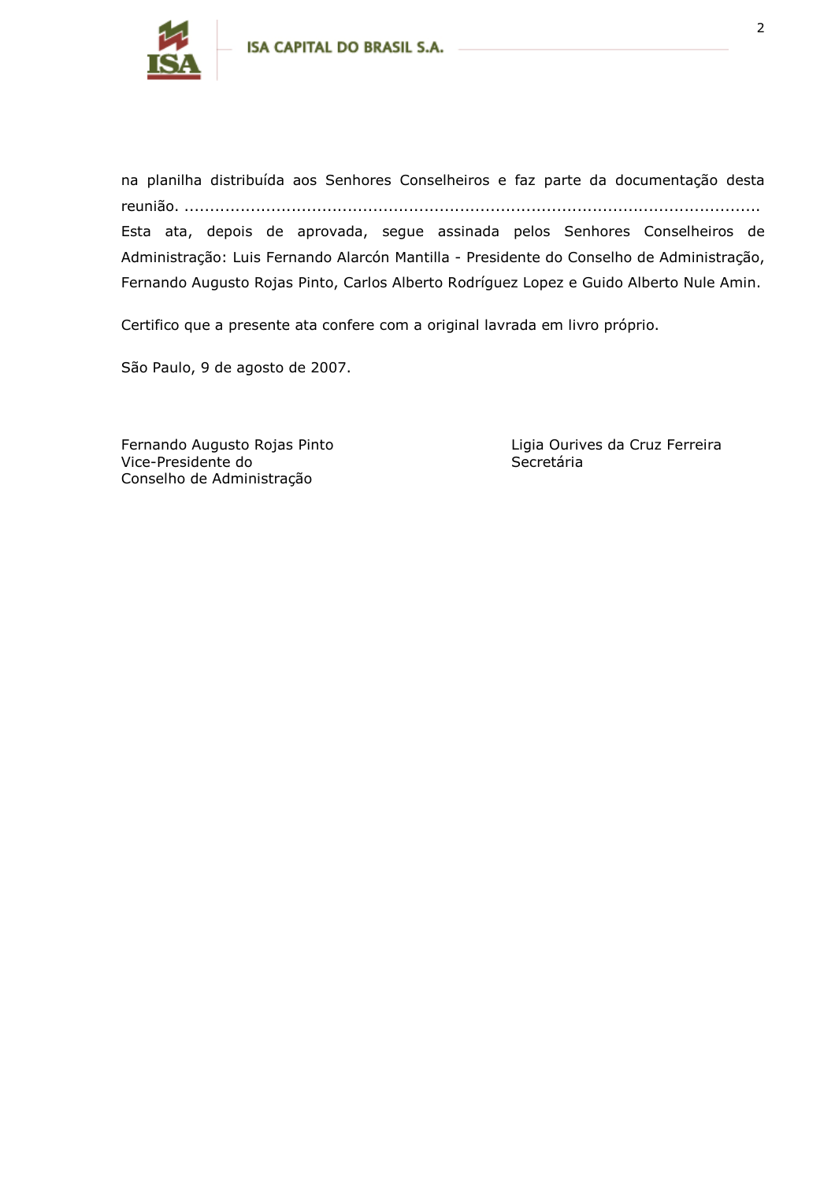na planilha distribuída aos Senhores Conselheiros e faz parte da documentação desta reunião. .........................................................................................................
Esta ata, depois de aprovada, segue assinada pelos Senhores Conselheiros de Administração: Luis Fernando Alarcón Mantilla - Presidente do Conselho de Administração, Fernando Augusto Rojas Pinto, Carlos Alberto Rodríguez Lopez e Guido Alberto Nule Amin.

Certifico que a presente ata confere com a original lavrada em livro próprio.

São Paulo, 9 de agosto de 2007.

Fernando Augusto Rojas Pinto
Vice-Presidente do
Conselho de Administração

Ligia Ourives da Cruz Ferreira
Secretária